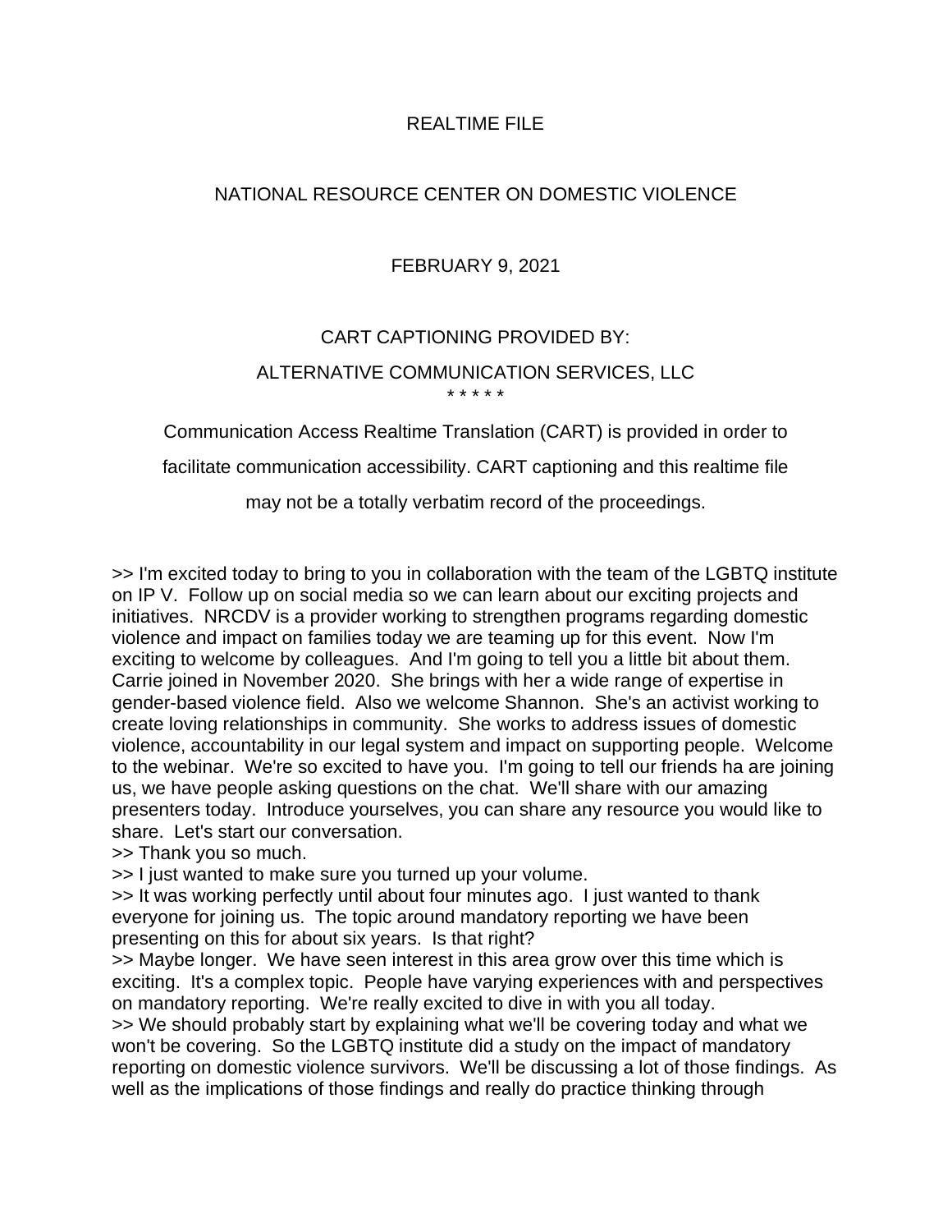REALTIME FILE

NATIONAL RESOURCE CENTER ON DOMESTIC VIOLENCE

FEBRUARY 9, 2021

CART CAPTIONING PROVIDED BY:

ALTERNATIVE COMMUNICATION SERVICES, LLC

\* \* \* \* \*

Communication Access Realtime Translation (CART) is provided in order to facilitate communication accessibility. CART captioning and this realtime file may not be a totally verbatim record of the proceedings.

>> I'm excited today to bring to you in collaboration with the team of the LGBTQ institute on IP V. Follow up on social media so we can learn about our exciting projects and initiatives. NRCDV is a provider working to strengthen programs regarding domestic violence and impact on families today we are teaming up for this event. Now I'm exciting to welcome by colleagues. And I'm going to tell you a little bit about them. Carrie joined in November 2020. She brings with her a wide range of expertise in gender-based violence field. Also we welcome Shannon. She's an activist working to create loving relationships in community. She works to address issues of domestic violence, accountability in our legal system and impact on supporting people. Welcome to the webinar. We're so excited to have you. I'm going to tell our friends ha are joining us, we have people asking questions on the chat. We'll share with our amazing presenters today. Introduce yourselves, you can share any resource you would like to share. Let's start our conversation.

>> Thank you so much.

>> I just wanted to make sure you turned up your volume.

>> It was working perfectly until about four minutes ago. I just wanted to thank everyone for joining us. The topic around mandatory reporting we have been presenting on this for about six years. Is that right?

>> Maybe longer. We have seen interest in this area grow over this time which is exciting. It's a complex topic. People have varying experiences with and perspectives on mandatory reporting. We're really excited to dive in with you all today.

>> We should probably start by explaining what we'll be covering today and what we won't be covering. So the LGBTQ institute did a study on the impact of mandatory reporting on domestic violence survivors. We'll be discussing a lot of those findings. As well as the implications of those findings and really do practice thinking through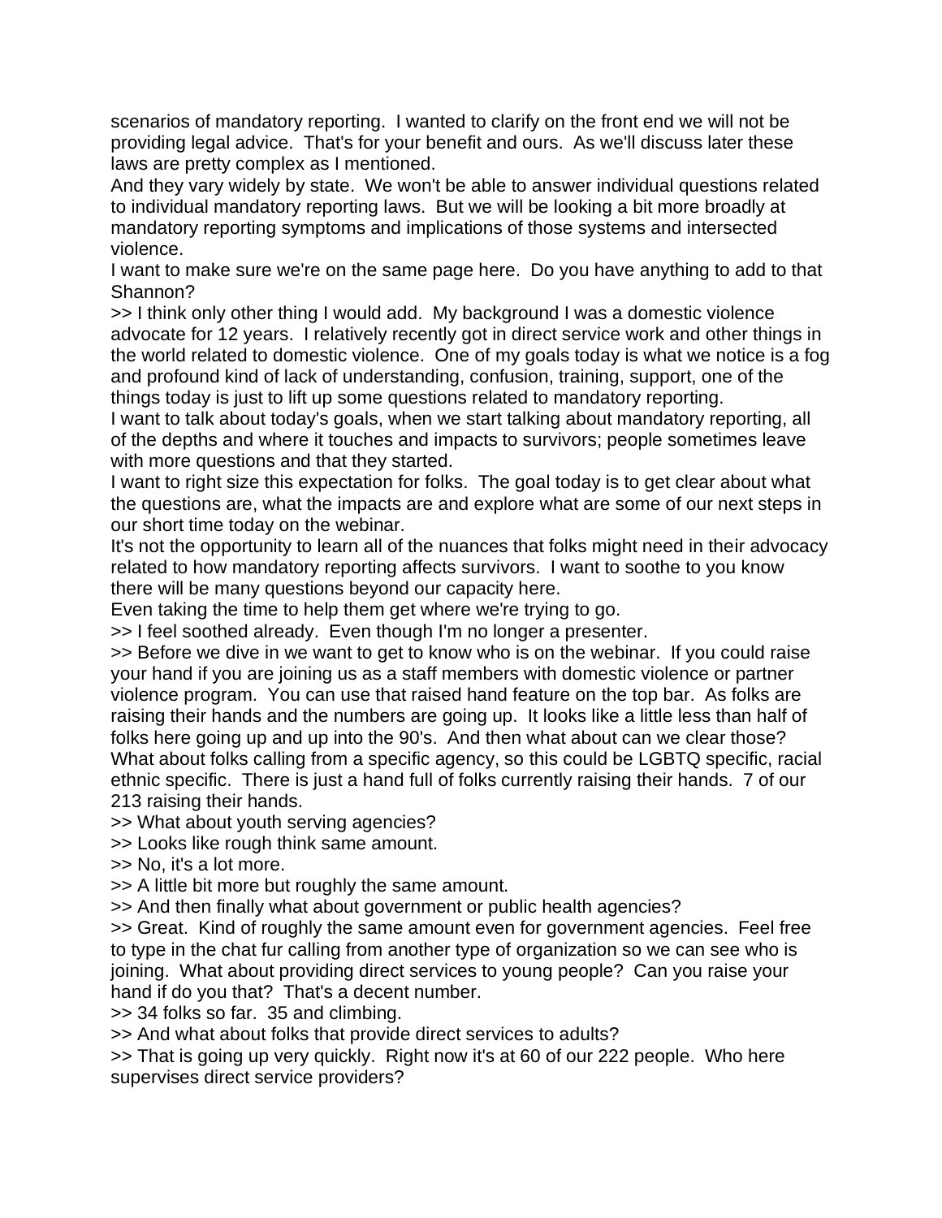scenarios of mandatory reporting. I wanted to clarify on the front end we will not be providing legal advice. That's for your benefit and ours. As we'll discuss later these laws are pretty complex as I mentioned.

And they vary widely by state. We won't be able to answer individual questions related to individual mandatory reporting laws. But we will be looking a bit more broadly at mandatory reporting symptoms and implications of those systems and intersected violence.

I want to make sure we're on the same page here. Do you have anything to add to that Shannon?

>> I think only other thing I would add. My background I was a domestic violence advocate for 12 years. I relatively recently got in direct service work and other things in the world related to domestic violence. One of my goals today is what we notice is a fog and profound kind of lack of understanding, confusion, training, support, one of the things today is just to lift up some questions related to mandatory reporting.

I want to talk about today's goals, when we start talking about mandatory reporting, all of the depths and where it touches and impacts to survivors; people sometimes leave with more questions and that they started.

I want to right size this expectation for folks. The goal today is to get clear about what the questions are, what the impacts are and explore what are some of our next steps in our short time today on the webinar.

It's not the opportunity to learn all of the nuances that folks might need in their advocacy related to how mandatory reporting affects survivors. I want to soothe to you know there will be many questions beyond our capacity here.

Even taking the time to help them get where we're trying to go.

>> I feel soothed already. Even though I'm no longer a presenter.

>> Before we dive in we want to get to know who is on the webinar. If you could raise your hand if you are joining us as a staff members with domestic violence or partner violence program. You can use that raised hand feature on the top bar. As folks are raising their hands and the numbers are going up. It looks like a little less than half of folks here going up and up into the 90's. And then what about can we clear those? What about folks calling from a specific agency, so this could be LGBTQ specific, racial ethnic specific. There is just a hand full of folks currently raising their hands. 7 of our 213 raising their hands.

>> What about youth serving agencies?

>> Looks like rough think same amount.

>> No, it's a lot more.

>> A little bit more but roughly the same amount.

>> And then finally what about government or public health agencies?

>> Great. Kind of roughly the same amount even for government agencies. Feel free to type in the chat fur calling from another type of organization so we can see who is joining. What about providing direct services to young people? Can you raise your hand if do you that? That's a decent number.

>> 34 folks so far. 35 and climbing.

>> And what about folks that provide direct services to adults?

>> That is going up very quickly. Right now it's at 60 of our 222 people. Who here supervises direct service providers?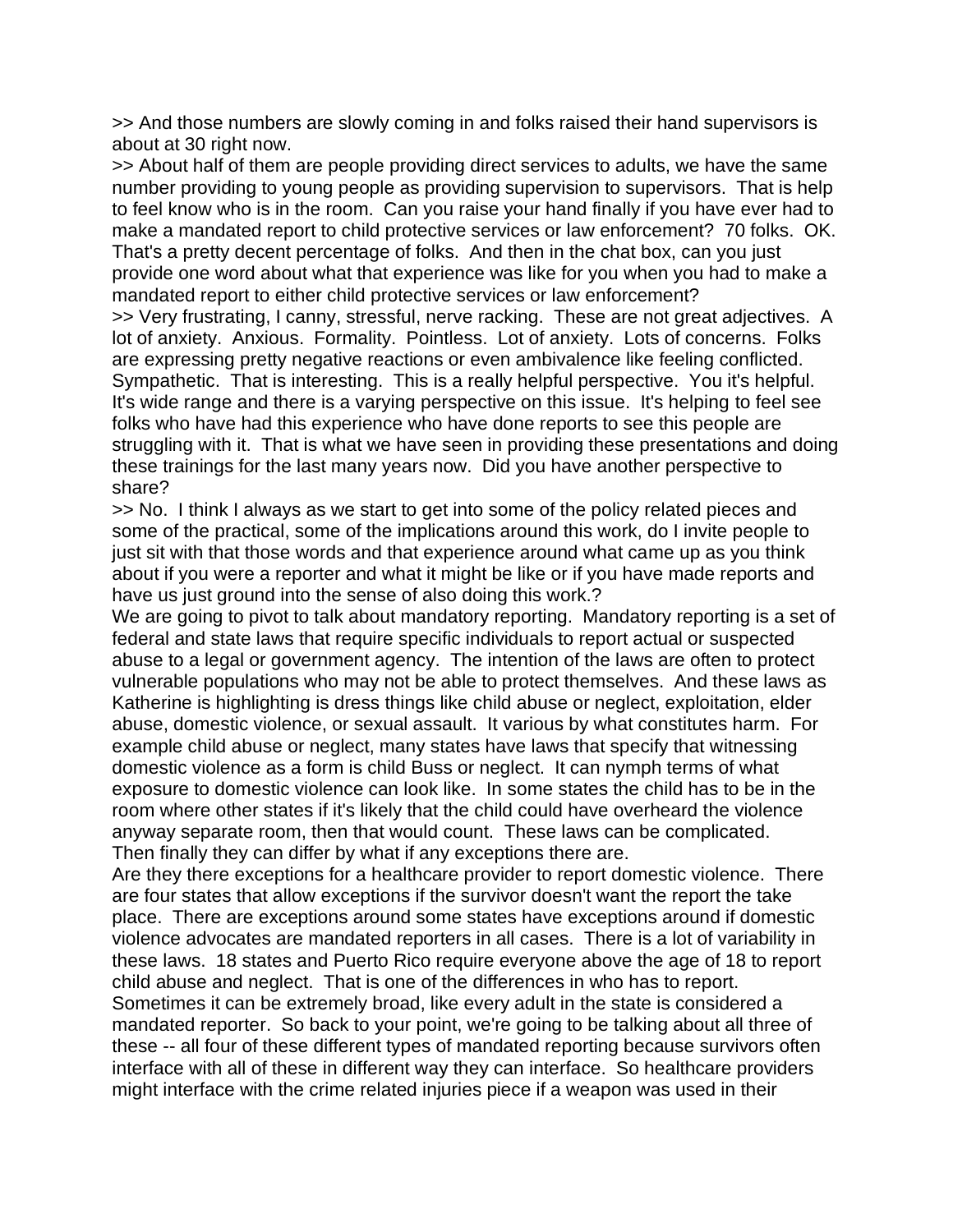>> And those numbers are slowly coming in and folks raised their hand supervisors is about at 30 right now.
>> About half of them are people providing direct services to adults, we have the same number providing to young people as providing supervision to supervisors. That is help to feel know who is in the room. Can you raise your hand finally if you have ever had to make a mandated report to child protective services or law enforcement? 70 folks. OK. That's a pretty decent percentage of folks. And then in the chat box, can you just provide one word about what that experience was like for you when you had to make a mandated report to either child protective services or law enforcement?
>> Very frustrating, I canny, stressful, nerve racking. These are not great adjectives. A lot of anxiety. Anxious. Formality. Pointless. Lot of anxiety. Lots of concerns. Folks are expressing pretty negative reactions or even ambivalence like feeling conflicted. Sympathetic. That is interesting. This is a really helpful perspective. You it's helpful. It's wide range and there is a varying perspective on this issue. It's helping to feel see folks who have had this experience who have done reports to see this people are struggling with it. That is what we have seen in providing these presentations and doing these trainings for the last many years now. Did you have another perspective to share?
>> No. I think I always as we start to get into some of the policy related pieces and some of the practical, some of the implications around this work, do I invite people to just sit with that those words and that experience around what came up as you think about if you were a reporter and what it might be like or if you have made reports and have us just ground into the sense of also doing this work.?
We are going to pivot to talk about mandatory reporting. Mandatory reporting is a set of federal and state laws that require specific individuals to report actual or suspected abuse to a legal or government agency. The intention of the laws are often to protect vulnerable populations who may not be able to protect themselves. And these laws as Katherine is highlighting is dress things like child abuse or neglect, exploitation, elder abuse, domestic violence, or sexual assault. It various by what constitutes harm. For example child abuse or neglect, many states have laws that specify that witnessing domestic violence as a form is child Buss or neglect. It can nymph terms of what exposure to domestic violence can look like. In some states the child has to be in the room where other states if it's likely that the child could have overheard the violence anyway separate room, then that would count. These laws can be complicated. Then finally they can differ by what if any exceptions there are.
Are they there exceptions for a healthcare provider to report domestic violence. There are four states that allow exceptions if the survivor doesn't want the report the take place. There are exceptions around some states have exceptions around if domestic violence advocates are mandated reporters in all cases. There is a lot of variability in these laws. 18 states and Puerto Rico require everyone above the age of 18 to report child abuse and neglect. That is one of the differences in who has to report. Sometimes it can be extremely broad, like every adult in the state is considered a mandated reporter. So back to your point, we're going to be talking about all three of these -- all four of these different types of mandated reporting because survivors often interface with all of these in different way they can interface. So healthcare providers might interface with the crime related injuries piece if a weapon was used in their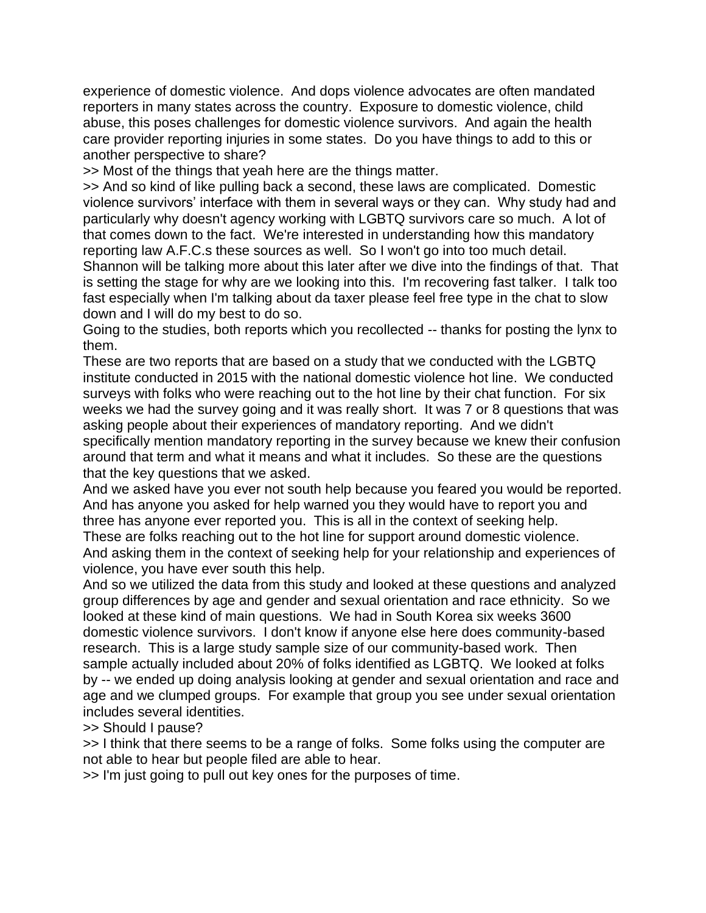experience of domestic violence. And dops violence advocates are often mandated reporters in many states across the country. Exposure to domestic violence, child abuse, this poses challenges for domestic violence survivors. And again the health care provider reporting injuries in some states. Do you have things to add to this or another perspective to share?

>> Most of the things that yeah here are the things matter.

>> And so kind of like pulling back a second, these laws are complicated. Domestic violence survivors' interface with them in several ways or they can. Why study had and particularly why doesn't agency working with LGBTQ survivors care so much. A lot of that comes down to the fact. We're interested in understanding how this mandatory reporting law A.F.C.s these sources as well. So I won't go into too much detail. Shannon will be talking more about this later after we dive into the findings of that. That is setting the stage for why are we looking into this. I'm recovering fast talker. I talk too fast especially when I'm talking about da taxer please feel free type in the chat to slow down and I will do my best to do so.

Going to the studies, both reports which you recollected -- thanks for posting the lynx to them.

These are two reports that are based on a study that we conducted with the LGBTQ institute conducted in 2015 with the national domestic violence hot line. We conducted surveys with folks who were reaching out to the hot line by their chat function. For six weeks we had the survey going and it was really short. It was 7 or 8 questions that was asking people about their experiences of mandatory reporting. And we didn't specifically mention mandatory reporting in the survey because we knew their confusion around that term and what it means and what it includes. So these are the questions that the key questions that we asked.

And we asked have you ever not south help because you feared you would be reported. And has anyone you asked for help warned you they would have to report you and three has anyone ever reported you. This is all in the context of seeking help. These are folks reaching out to the hot line for support around domestic violence. And asking them in the context of seeking help for your relationship and experiences of violence, you have ever south this help.

And so we utilized the data from this study and looked at these questions and analyzed group differences by age and gender and sexual orientation and race ethnicity. So we looked at these kind of main questions. We had in South Korea six weeks 3600 domestic violence survivors. I don't know if anyone else here does community-based research. This is a large study sample size of our community-based work. Then sample actually included about 20% of folks identified as LGBTQ. We looked at folks by -- we ended up doing analysis looking at gender and sexual orientation and race and age and we clumped groups. For example that group you see under sexual orientation includes several identities.

>> Should I pause?

>> I think that there seems to be a range of folks. Some folks using the computer are not able to hear but people filed are able to hear.

>> I'm just going to pull out key ones for the purposes of time.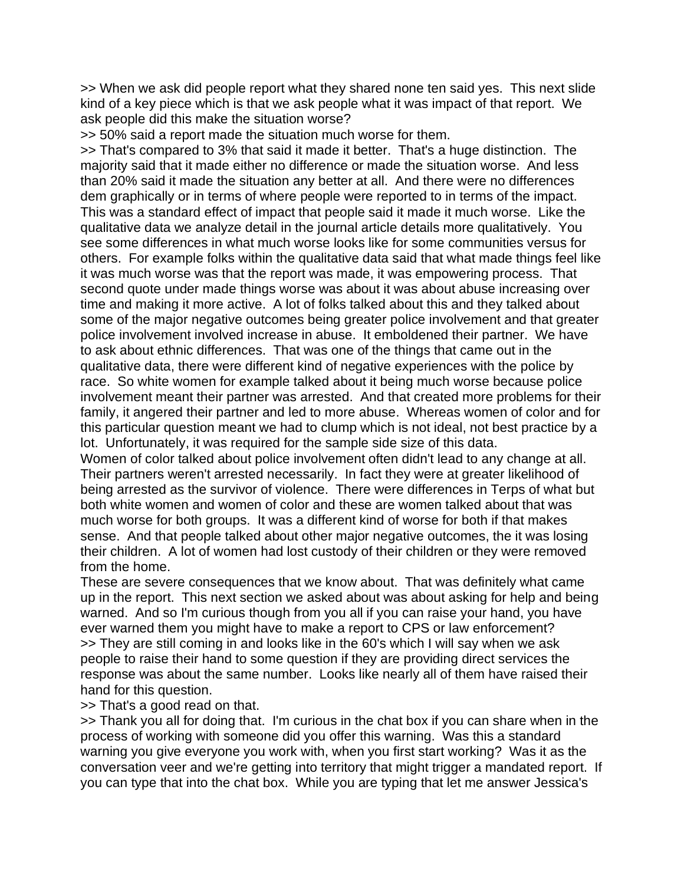>> When we ask did people report what they shared none ten said yes. This next slide kind of a key piece which is that we ask people what it was impact of that report. We ask people did this make the situation worse?

>> 50% said a report made the situation much worse for them.

>> That's compared to 3% that said it made it better. That's a huge distinction. The majority said that it made either no difference or made the situation worse. And less than 20% said it made the situation any better at all. And there were no differences dem graphically or in terms of where people were reported to in terms of the impact. This was a standard effect of impact that people said it made it much worse. Like the qualitative data we analyze detail in the journal article details more qualitatively. You see some differences in what much worse looks like for some communities versus for others. For example folks within the qualitative data said that what made things feel like it was much worse was that the report was made, it was empowering process. That second quote under made things worse was about it was about abuse increasing over time and making it more active. A lot of folks talked about this and they talked about some of the major negative outcomes being greater police involvement and that greater police involvement involved increase in abuse. It emboldened their partner. We have to ask about ethnic differences. That was one of the things that came out in the qualitative data, there were different kind of negative experiences with the police by race. So white women for example talked about it being much worse because police involvement meant their partner was arrested. And that created more problems for their family, it angered their partner and led to more abuse. Whereas women of color and for this particular question meant we had to clump which is not ideal, not best practice by a lot. Unfortunately, it was required for the sample side size of this data.

Women of color talked about police involvement often didn't lead to any change at all. Their partners weren't arrested necessarily. In fact they were at greater likelihood of being arrested as the survivor of violence. There were differences in Terps of what but both white women and women of color and these are women talked about that was much worse for both groups. It was a different kind of worse for both if that makes sense. And that people talked about other major negative outcomes, the it was losing their children. A lot of women had lost custody of their children or they were removed from the home.

These are severe consequences that we know about. That was definitely what came up in the report. This next section we asked about was about asking for help and being warned. And so I'm curious though from you all if you can raise your hand, you have ever warned them you might have to make a report to CPS or law enforcement?

>> They are still coming in and looks like in the 60's which I will say when we ask people to raise their hand to some question if they are providing direct services the response was about the same number. Looks like nearly all of them have raised their hand for this question.

>> That's a good read on that.

>> Thank you all for doing that. I'm curious in the chat box if you can share when in the process of working with someone did you offer this warning. Was this a standard warning you give everyone you work with, when you first start working? Was it as the conversation veer and we're getting into territory that might trigger a mandated report. If you can type that into the chat box. While you are typing that let me answer Jessica's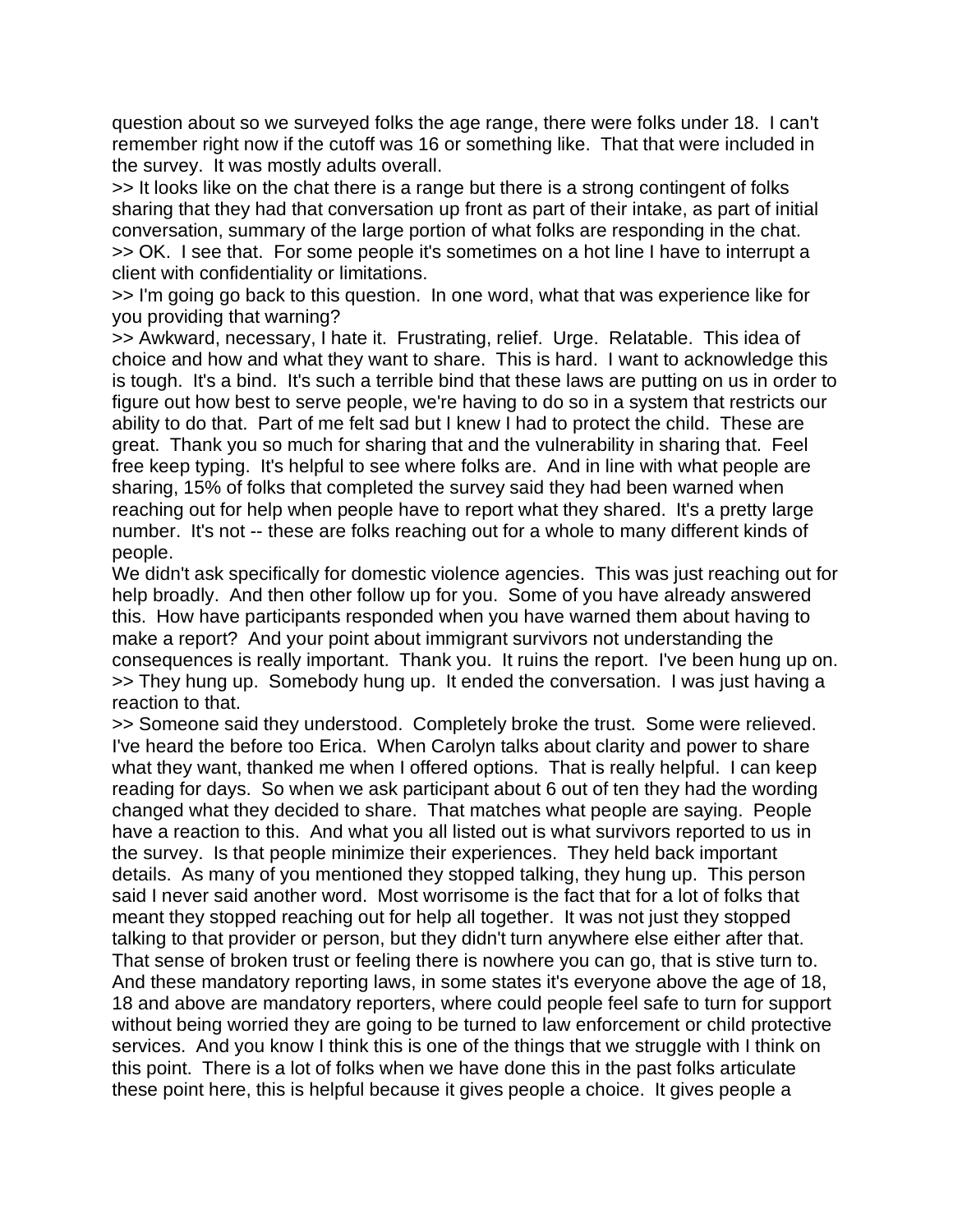question about so we surveyed folks the age range, there were folks under 18. I can't remember right now if the cutoff was 16 or something like. That that were included in the survey. It was mostly adults overall.

>> It looks like on the chat there is a range but there is a strong contingent of folks sharing that they had that conversation up front as part of their intake, as part of initial conversation, summary of the large portion of what folks are responding in the chat.

>> OK. I see that. For some people it's sometimes on a hot line I have to interrupt a client with confidentiality or limitations.

>> I'm going go back to this question. In one word, what that was experience like for you providing that warning?

>> Awkward, necessary, I hate it. Frustrating, relief. Urge. Relatable. This idea of choice and how and what they want to share. This is hard. I want to acknowledge this is tough. It's a bind. It's such a terrible bind that these laws are putting on us in order to figure out how best to serve people, we're having to do so in a system that restricts our ability to do that. Part of me felt sad but I knew I had to protect the child. These are great. Thank you so much for sharing that and the vulnerability in sharing that. Feel free keep typing. It's helpful to see where folks are. And in line with what people are sharing, 15% of folks that completed the survey said they had been warned when reaching out for help when people have to report what they shared. It's a pretty large number. It's not -- these are folks reaching out for a whole to many different kinds of people.

We didn't ask specifically for domestic violence agencies. This was just reaching out for help broadly. And then other follow up for you. Some of you have already answered this. How have participants responded when you have warned them about having to make a report? And your point about immigrant survivors not understanding the consequences is really important. Thank you. It ruins the report. I've been hung up on.

>> They hung up. Somebody hung up. It ended the conversation. I was just having a reaction to that.

>> Someone said they understood. Completely broke the trust. Some were relieved. I've heard the before too Erica. When Carolyn talks about clarity and power to share what they want, thanked me when I offered options. That is really helpful. I can keep reading for days. So when we ask participant about 6 out of ten they had the wording changed what they decided to share. That matches what people are saying. People have a reaction to this. And what you all listed out is what survivors reported to us in the survey. Is that people minimize their experiences. They held back important details. As many of you mentioned they stopped talking, they hung up. This person said I never said another word. Most worrisome is the fact that for a lot of folks that meant they stopped reaching out for help all together. It was not just they stopped talking to that provider or person, but they didn't turn anywhere else either after that. That sense of broken trust or feeling there is nowhere you can go, that is stive turn to. And these mandatory reporting laws, in some states it's everyone above the age of 18, 18 and above are mandatory reporters, where could people feel safe to turn for support without being worried they are going to be turned to law enforcement or child protective services. And you know I think this is one of the things that we struggle with I think on this point. There is a lot of folks when we have done this in the past folks articulate these point here, this is helpful because it gives people a choice. It gives people a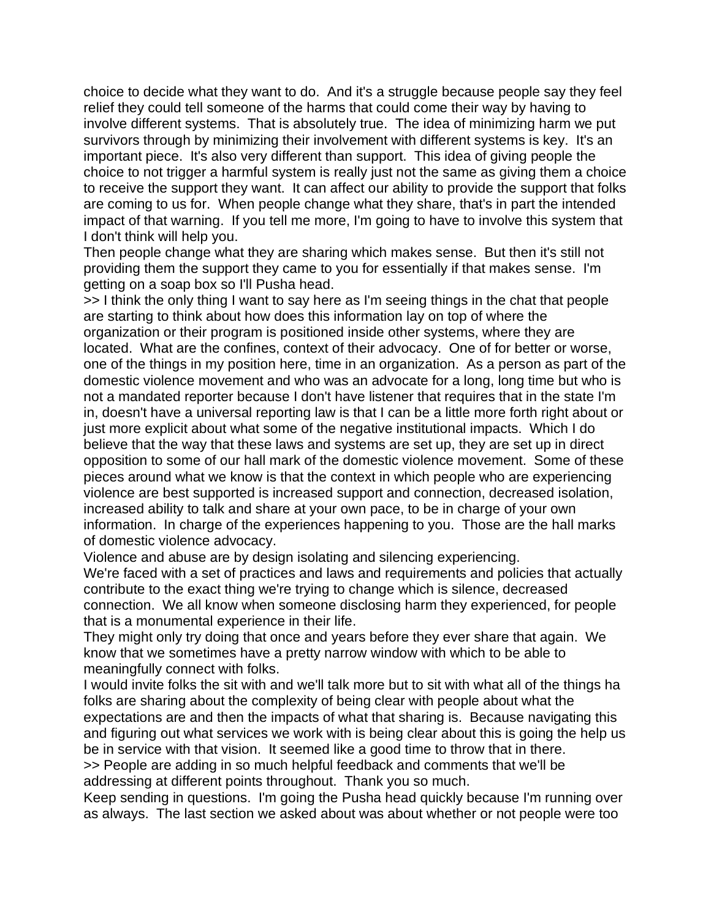choice to decide what they want to do. And it's a struggle because people say they feel relief they could tell someone of the harms that could come their way by having to involve different systems. That is absolutely true. The idea of minimizing harm we put survivors through by minimizing their involvement with different systems is key. It's an important piece. It's also very different than support. This idea of giving people the choice to not trigger a harmful system is really just not the same as giving them a choice to receive the support they want. It can affect our ability to provide the support that folks are coming to us for. When people change what they share, that's in part the intended impact of that warning. If you tell me more, I'm going to have to involve this system that I don't think will help you.

Then people change what they are sharing which makes sense. But then it's still not providing them the support they came to you for essentially if that makes sense. I'm getting on a soap box so I'll Pusha head.

>> I think the only thing I want to say here as I'm seeing things in the chat that people are starting to think about how does this information lay on top of where the organization or their program is positioned inside other systems, where they are located. What are the confines, context of their advocacy. One of for better or worse, one of the things in my position here, time in an organization. As a person as part of the domestic violence movement and who was an advocate for a long, long time but who is not a mandated reporter because I don't have listener that requires that in the state I'm in, doesn't have a universal reporting law is that I can be a little more forth right about or just more explicit about what some of the negative institutional impacts. Which I do believe that the way that these laws and systems are set up, they are set up in direct opposition to some of our hall mark of the domestic violence movement. Some of these pieces around what we know is that the context in which people who are experiencing violence are best supported is increased support and connection, decreased isolation, increased ability to talk and share at your own pace, to be in charge of your own information. In charge of the experiences happening to you. Those are the hall marks of domestic violence advocacy.

Violence and abuse are by design isolating and silencing experiencing.

We're faced with a set of practices and laws and requirements and policies that actually contribute to the exact thing we're trying to change which is silence, decreased connection. We all know when someone disclosing harm they experienced, for people that is a monumental experience in their life.

They might only try doing that once and years before they ever share that again. We know that we sometimes have a pretty narrow window with which to be able to meaningfully connect with folks.

I would invite folks the sit with and we'll talk more but to sit with what all of the things ha folks are sharing about the complexity of being clear with people about what the expectations are and then the impacts of what that sharing is. Because navigating this and figuring out what services we work with is being clear about this is going the help us be in service with that vision. It seemed like a good time to throw that in there.

>> People are adding in so much helpful feedback and comments that we'll be addressing at different points throughout. Thank you so much.

Keep sending in questions. I'm going the Pusha head quickly because I'm running over as always. The last section we asked about was about whether or not people were too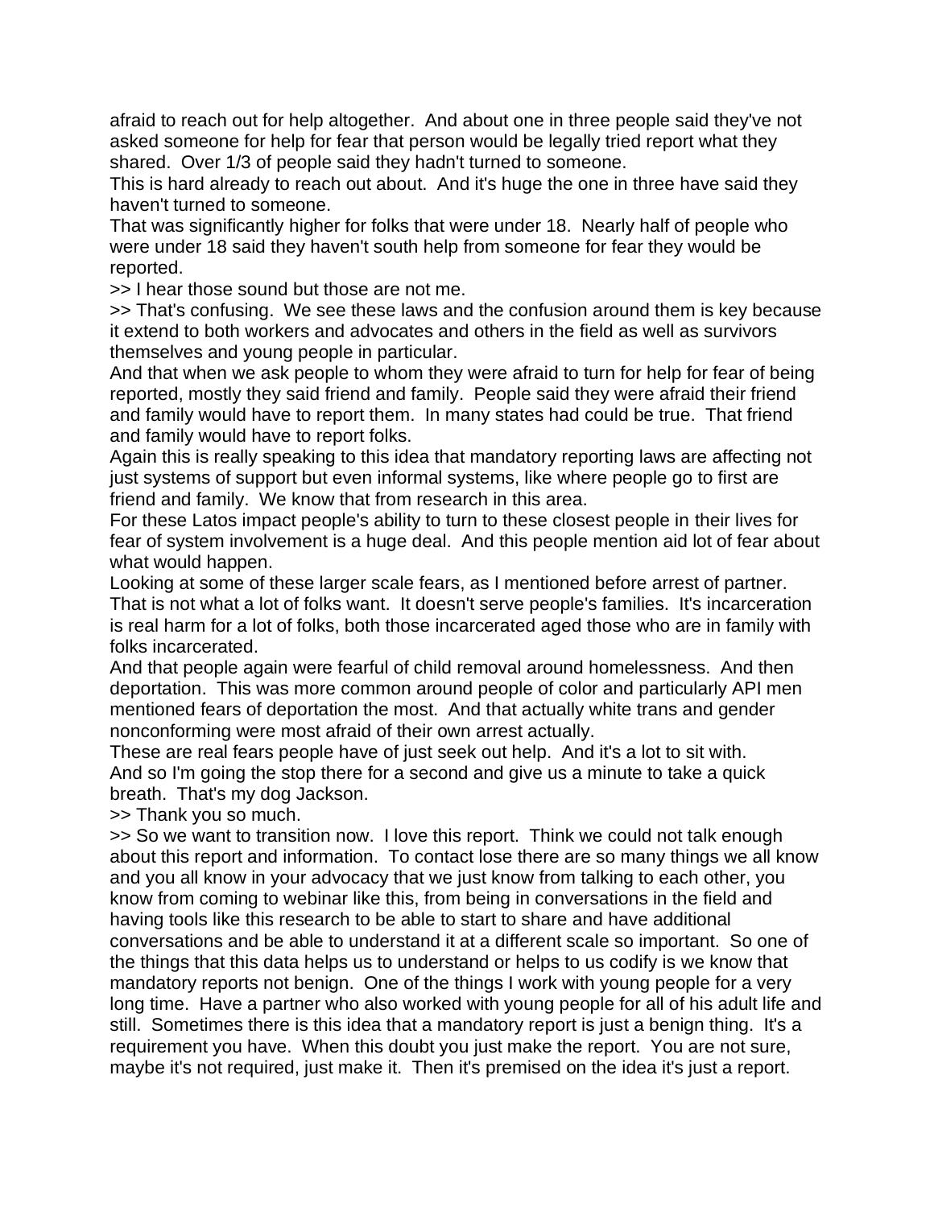afraid to reach out for help altogether. And about one in three people said they've not asked someone for help for fear that person would be legally tried report what they shared. Over 1/3 of people said they hadn't turned to someone.

This is hard already to reach out about. And it's huge the one in three have said they haven't turned to someone.

That was significantly higher for folks that were under 18. Nearly half of people who were under 18 said they haven't south help from someone for fear they would be reported.

>> I hear those sound but those are not me.

>> That's confusing. We see these laws and the confusion around them is key because it extend to both workers and advocates and others in the field as well as survivors themselves and young people in particular.

And that when we ask people to whom they were afraid to turn for help for fear of being reported, mostly they said friend and family. People said they were afraid their friend and family would have to report them. In many states had could be true. That friend and family would have to report folks.

Again this is really speaking to this idea that mandatory reporting laws are affecting not just systems of support but even informal systems, like where people go to first are friend and family. We know that from research in this area.

For these Latos impact people's ability to turn to these closest people in their lives for fear of system involvement is a huge deal. And this people mention aid lot of fear about what would happen.

Looking at some of these larger scale fears, as I mentioned before arrest of partner. That is not what a lot of folks want. It doesn't serve people's families. It's incarceration is real harm for a lot of folks, both those incarcerated aged those who are in family with folks incarcerated.

And that people again were fearful of child removal around homelessness. And then deportation. This was more common around people of color and particularly API men mentioned fears of deportation the most. And that actually white trans and gender nonconforming were most afraid of their own arrest actually.

These are real fears people have of just seek out help. And it's a lot to sit with.

And so I'm going the stop there for a second and give us a minute to take a quick breath. That's my dog Jackson.

>> Thank you so much.

>> So we want to transition now. I love this report. Think we could not talk enough about this report and information. To contact lose there are so many things we all know and you all know in your advocacy that we just know from talking to each other, you know from coming to webinar like this, from being in conversations in the field and having tools like this research to be able to start to share and have additional conversations and be able to understand it at a different scale so important. So one of the things that this data helps us to understand or helps to us codify is we know that mandatory reports not benign. One of the things I work with young people for a very long time. Have a partner who also worked with young people for all of his adult life and still. Sometimes there is this idea that a mandatory report is just a benign thing. It's a requirement you have. When this doubt you just make the report. You are not sure, maybe it's not required, just make it. Then it's premised on the idea it's just a report.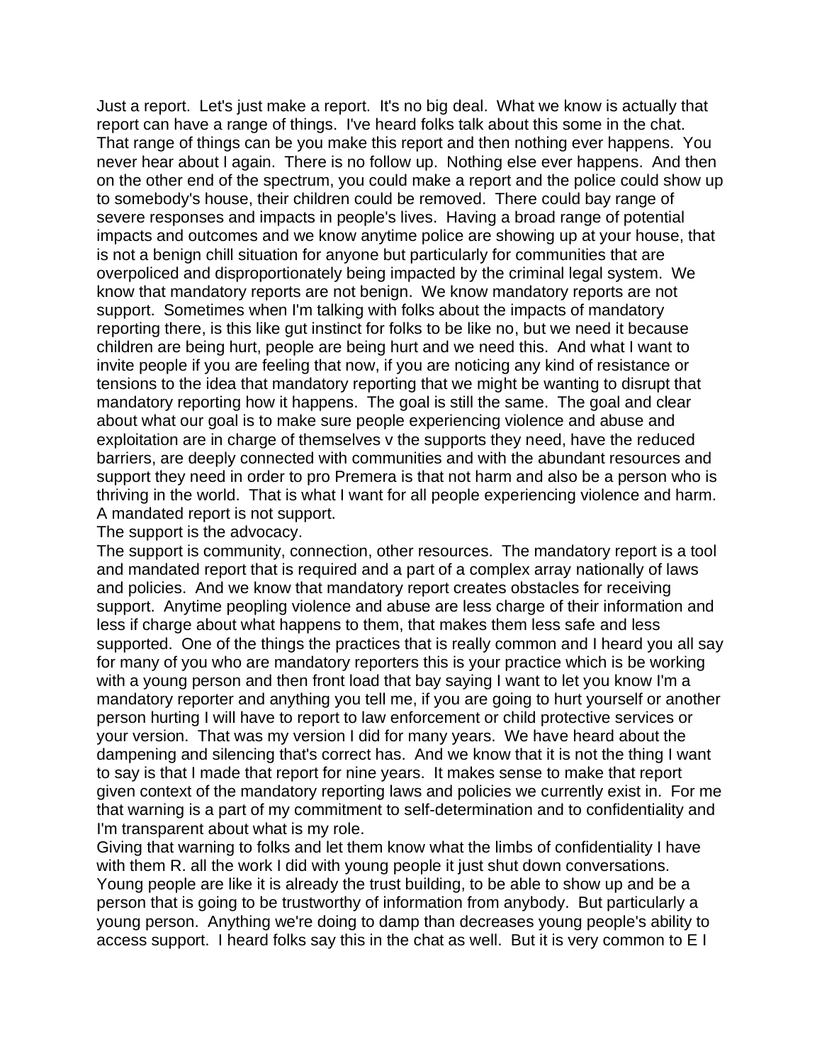Just a report. Let's just make a report. It's no big deal. What we know is actually that report can have a range of things. I've heard folks talk about this some in the chat. That range of things can be you make this report and then nothing ever happens. You never hear about I again. There is no follow up. Nothing else ever happens. And then on the other end of the spectrum, you could make a report and the police could show up to somebody's house, their children could be removed. There could bay range of severe responses and impacts in people's lives. Having a broad range of potential impacts and outcomes and we know anytime police are showing up at your house, that is not a benign chill situation for anyone but particularly for communities that are overpoliced and disproportionately being impacted by the criminal legal system. We know that mandatory reports are not benign. We know mandatory reports are not support. Sometimes when I'm talking with folks about the impacts of mandatory reporting there, is this like gut instinct for folks to be like no, but we need it because children are being hurt, people are being hurt and we need this. And what I want to invite people if you are feeling that now, if you are noticing any kind of resistance or tensions to the idea that mandatory reporting that we might be wanting to disrupt that mandatory reporting how it happens. The goal is still the same. The goal and clear about what our goal is to make sure people experiencing violence and abuse and exploitation are in charge of themselves v the supports they need, have the reduced barriers, are deeply connected with communities and with the abundant resources and support they need in order to pro Premera is that not harm and also be a person who is thriving in the world. That is what I want for all people experiencing violence and harm. A mandated report is not support.

The support is the advocacy.

The support is community, connection, other resources. The mandatory report is a tool and mandated report that is required and a part of a complex array nationally of laws and policies. And we know that mandatory report creates obstacles for receiving support. Anytime peopling violence and abuse are less charge of their information and less if charge about what happens to them, that makes them less safe and less supported. One of the things the practices that is really common and I heard you all say for many of you who are mandatory reporters this is your practice which is be working with a young person and then front load that bay saying I want to let you know I'm a mandatory reporter and anything you tell me, if you are going to hurt yourself or another person hurting I will have to report to law enforcement or child protective services or your version. That was my version I did for many years. We have heard about the dampening and silencing that's correct has. And we know that it is not the thing I want to say is that I made that report for nine years. It makes sense to make that report given context of the mandatory reporting laws and policies we currently exist in. For me that warning is a part of my commitment to self-determination and to confidentiality and I'm transparent about what is my role.

Giving that warning to folks and let them know what the limbs of confidentiality I have with them R. all the work I did with young people it just shut down conversations. Young people are like it is already the trust building, to be able to show up and be a person that is going to be trustworthy of information from anybody. But particularly a young person. Anything we're doing to damp than decreases young people's ability to access support. I heard folks say this in the chat as well. But it is very common to E I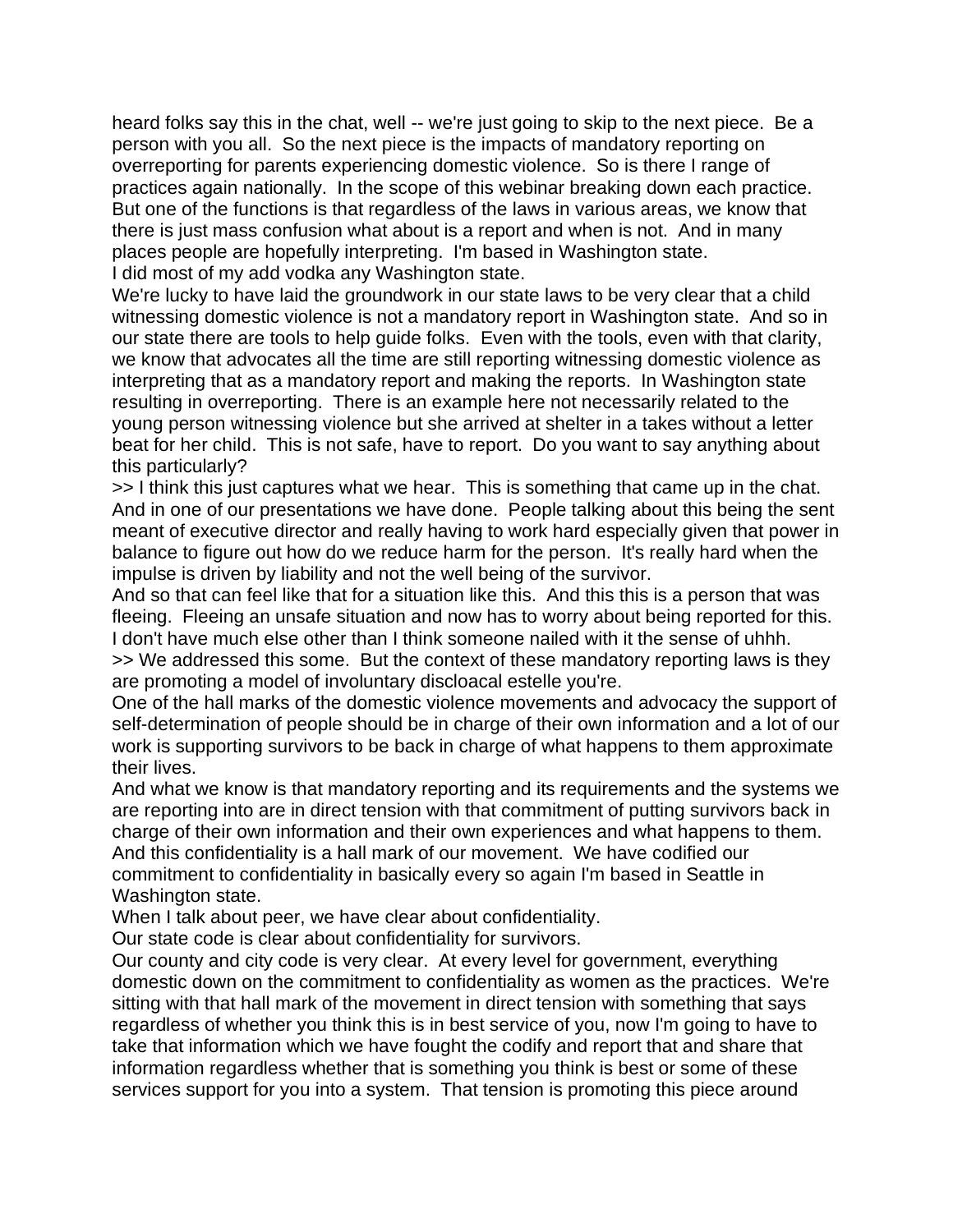heard folks say this in the chat, well -- we're just going to skip to the next piece. Be a person with you all. So the next piece is the impacts of mandatory reporting on overreporting for parents experiencing domestic violence. So is there I range of practices again nationally. In the scope of this webinar breaking down each practice. But one of the functions is that regardless of the laws in various areas, we know that there is just mass confusion what about is a report and when is not. And in many places people are hopefully interpreting. I'm based in Washington state.
I did most of my add vodka any Washington state.
We're lucky to have laid the groundwork in our state laws to be very clear that a child witnessing domestic violence is not a mandatory report in Washington state. And so in our state there are tools to help guide folks. Even with the tools, even with that clarity, we know that advocates all the time are still reporting witnessing domestic violence as interpreting that as a mandatory report and making the reports. In Washington state resulting in overreporting. There is an example here not necessarily related to the young person witnessing violence but she arrived at shelter in a takes without a letter beat for her child. This is not safe, have to report. Do you want to say anything about this particularly?
>> I think this just captures what we hear. This is something that came up in the chat. And in one of our presentations we have done. People talking about this being the sent meant of executive director and really having to work hard especially given that power in balance to figure out how do we reduce harm for the person. It's really hard when the impulse is driven by liability and not the well being of the survivor.
And so that can feel like that for a situation like this. And this this is a person that was fleeing. Fleeing an unsafe situation and now has to worry about being reported for this. I don't have much else other than I think someone nailed with it the sense of uhhh.
>> We addressed this some. But the context of these mandatory reporting laws is they are promoting a model of involuntary discloacal estelle you're.
One of the hall marks of the domestic violence movements and advocacy the support of self-determination of people should be in charge of their own information and a lot of our work is supporting survivors to be back in charge of what happens to them approximate their lives.
And what we know is that mandatory reporting and its requirements and the systems we are reporting into are in direct tension with that commitment of putting survivors back in charge of their own information and their own experiences and what happens to them. And this confidentiality is a hall mark of our movement. We have codified our commitment to confidentiality in basically every so again I'm based in Seattle in Washington state.
When I talk about peer, we have clear about confidentiality.
Our state code is clear about confidentiality for survivors.
Our county and city code is very clear. At every level for government, everything domestic down on the commitment to confidentiality as women as the practices. We're sitting with that hall mark of the movement in direct tension with something that says regardless of whether you think this is in best service of you, now I'm going to have to take that information which we have fought the codify and report that and share that information regardless whether that is something you think is best or some of these services support for you into a system. That tension is promoting this piece around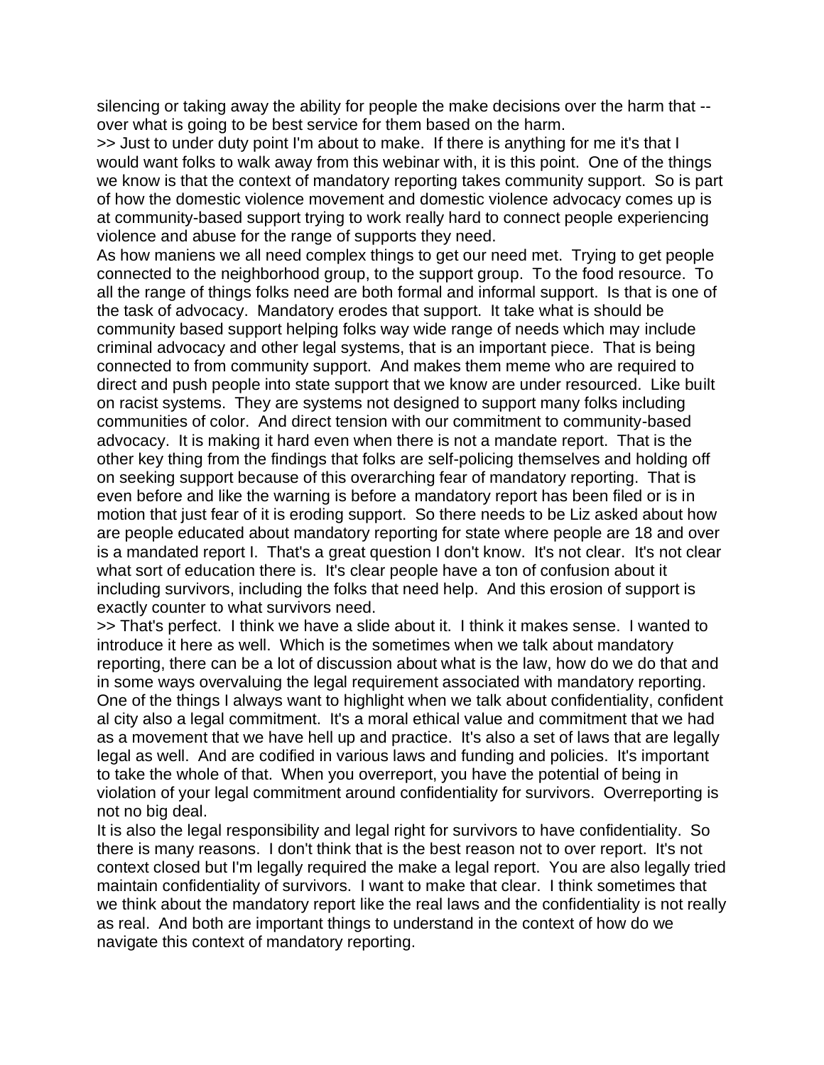silencing or taking away the ability for people the make decisions over the harm that -- over what is going to be best service for them based on the harm.

>> Just to under duty point I'm about to make. If there is anything for me it's that I would want folks to walk away from this webinar with, it is this point. One of the things we know is that the context of mandatory reporting takes community support. So is part of how the domestic violence movement and domestic violence advocacy comes up is at community-based support trying to work really hard to connect people experiencing violence and abuse for the range of supports they need.

As how maniens we all need complex things to get our need met. Trying to get people connected to the neighborhood group, to the support group. To the food resource. To all the range of things folks need are both formal and informal support. Is that is one of the task of advocacy. Mandatory erodes that support. It take what is should be community based support helping folks way wide range of needs which may include criminal advocacy and other legal systems, that is an important piece. That is being connected to from community support. And makes them meme who are required to direct and push people into state support that we know are under resourced. Like built on racist systems. They are systems not designed to support many folks including communities of color. And direct tension with our commitment to community-based advocacy. It is making it hard even when there is not a mandate report. That is the other key thing from the findings that folks are self-policing themselves and holding off on seeking support because of this overarching fear of mandatory reporting. That is even before and like the warning is before a mandatory report has been filed or is in motion that just fear of it is eroding support. So there needs to be Liz asked about how are people educated about mandatory reporting for state where people are 18 and over is a mandated report I. That's a great question I don't know. It's not clear. It's not clear what sort of education there is. It's clear people have a ton of confusion about it including survivors, including the folks that need help. And this erosion of support is exactly counter to what survivors need.

>> That's perfect. I think we have a slide about it. I think it makes sense. I wanted to introduce it here as well. Which is the sometimes when we talk about mandatory reporting, there can be a lot of discussion about what is the law, how do we do that and in some ways overvaluing the legal requirement associated with mandatory reporting. One of the things I always want to highlight when we talk about confidentiality, confident al city also a legal commitment. It's a moral ethical value and commitment that we had as a movement that we have hell up and practice. It's also a set of laws that are legally legal as well. And are codified in various laws and funding and policies. It's important to take the whole of that. When you overreport, you have the potential of being in violation of your legal commitment around confidentiality for survivors. Overreporting is not no big deal.

It is also the legal responsibility and legal right for survivors to have confidentiality. So there is many reasons. I don't think that is the best reason not to over report. It's not context closed but I'm legally required the make a legal report. You are also legally tried maintain confidentiality of survivors. I want to make that clear. I think sometimes that we think about the mandatory report like the real laws and the confidentiality is not really as real. And both are important things to understand in the context of how do we navigate this context of mandatory reporting.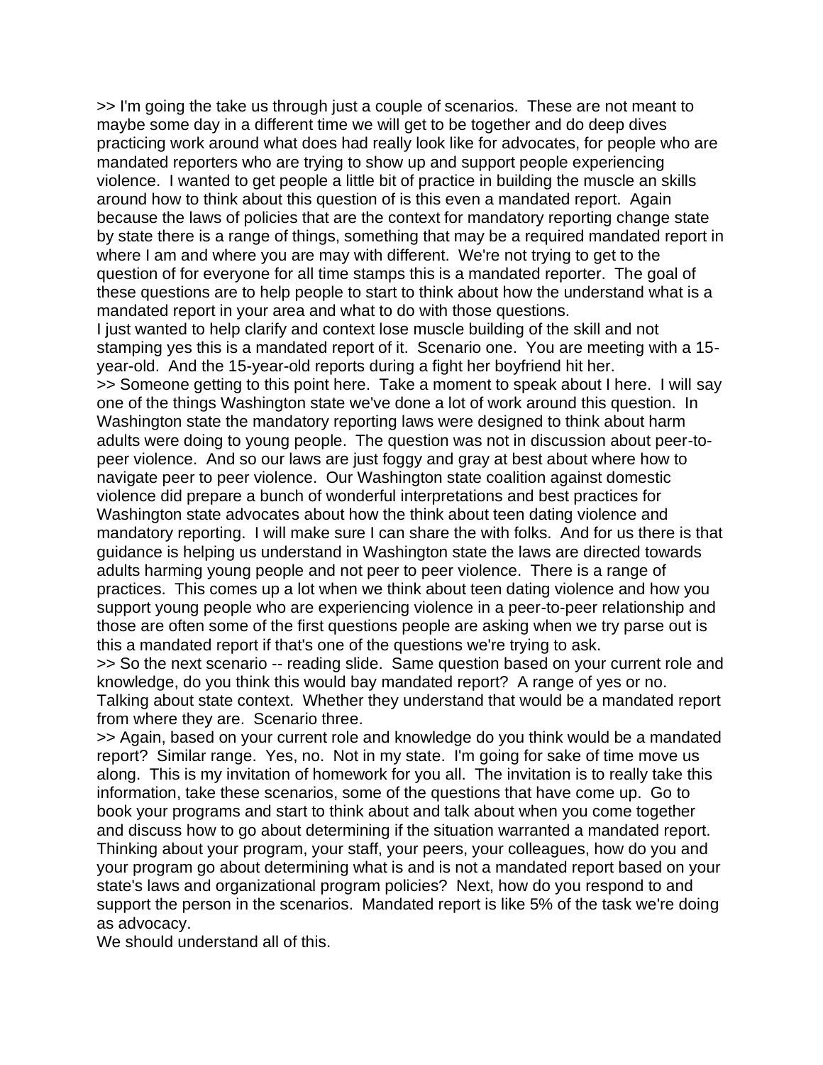>> I'm going the take us through just a couple of scenarios. These are not meant to maybe some day in a different time we will get to be together and do deep dives practicing work around what does had really look like for advocates, for people who are mandated reporters who are trying to show up and support people experiencing violence. I wanted to get people a little bit of practice in building the muscle an skills around how to think about this question of is this even a mandated report. Again because the laws of policies that are the context for mandatory reporting change state by state there is a range of things, something that may be a required mandated report in where I am and where you are may with different. We're not trying to get to the question of for everyone for all time stamps this is a mandated reporter. The goal of these questions are to help people to start to think about how the understand what is a mandated report in your area and what to do with those questions.

I just wanted to help clarify and context lose muscle building of the skill and not stamping yes this is a mandated report of it. Scenario one. You are meeting with a 15-year-old. And the 15-year-old reports during a fight her boyfriend hit her.

>> Someone getting to this point here. Take a moment to speak about I here. I will say one of the things Washington state we've done a lot of work around this question. In Washington state the mandatory reporting laws were designed to think about harm adults were doing to young people. The question was not in discussion about peer-to-peer violence. And so our laws are just foggy and gray at best about where how to navigate peer to peer violence. Our Washington state coalition against domestic violence did prepare a bunch of wonderful interpretations and best practices for Washington state advocates about how the think about teen dating violence and mandatory reporting. I will make sure I can share the with folks. And for us there is that guidance is helping us understand in Washington state the laws are directed towards adults harming young people and not peer to peer violence. There is a range of practices. This comes up a lot when we think about teen dating violence and how you support young people who are experiencing violence in a peer-to-peer relationship and those are often some of the first questions people are asking when we try parse out is this a mandated report if that's one of the questions we're trying to ask.

>> So the next scenario -- reading slide. Same question based on your current role and knowledge, do you think this would bay mandated report? A range of yes or no. Talking about state context. Whether they understand that would be a mandated report from where they are. Scenario three.

>> Again, based on your current role and knowledge do you think would be a mandated report? Similar range. Yes, no. Not in my state. I'm going for sake of time move us along. This is my invitation of homework for you all. The invitation is to really take this information, take these scenarios, some of the questions that have come up. Go to book your programs and start to think about and talk about when you come together and discuss how to go about determining if the situation warranted a mandated report. Thinking about your program, your staff, your peers, your colleagues, how do you and your program go about determining what is and is not a mandated report based on your state's laws and organizational program policies? Next, how do you respond to and support the person in the scenarios. Mandated report is like 5% of the task we're doing as advocacy.

We should understand all of this.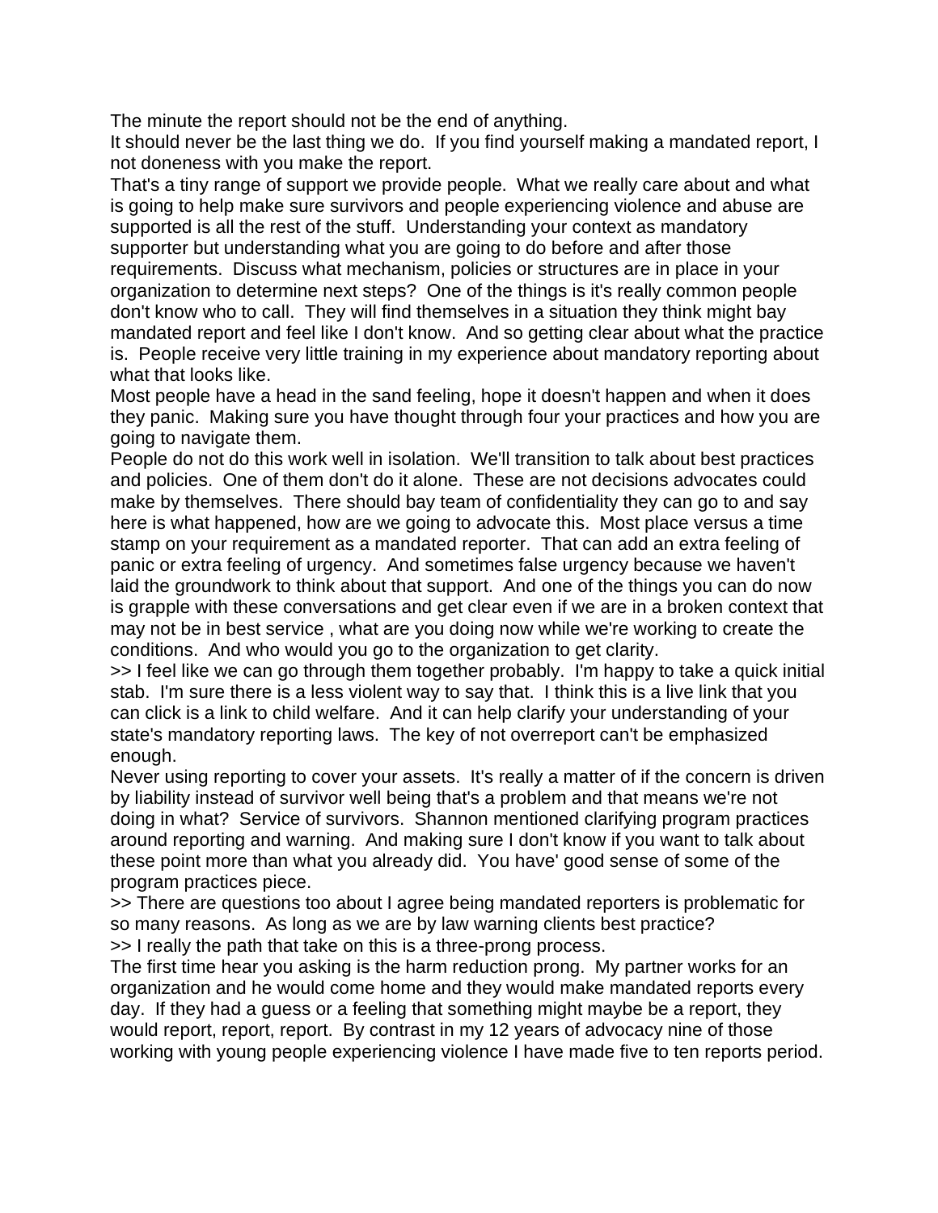The minute the report should not be the end of anything.

It should never be the last thing we do. If you find yourself making a mandated report, I not doneness with you make the report.

That's a tiny range of support we provide people. What we really care about and what is going to help make sure survivors and people experiencing violence and abuse are supported is all the rest of the stuff. Understanding your context as mandatory supporter but understanding what you are going to do before and after those requirements. Discuss what mechanism, policies or structures are in place in your organization to determine next steps? One of the things is it's really common people don't know who to call. They will find themselves in a situation they think might bay mandated report and feel like I don't know. And so getting clear about what the practice is. People receive very little training in my experience about mandatory reporting about what that looks like.

Most people have a head in the sand feeling, hope it doesn't happen and when it does they panic. Making sure you have thought through four your practices and how you are going to navigate them.

People do not do this work well in isolation. We'll transition to talk about best practices and policies. One of them don't do it alone. These are not decisions advocates could make by themselves. There should bay team of confidentiality they can go to and say here is what happened, how are we going to advocate this. Most place versus a time stamp on your requirement as a mandated reporter. That can add an extra feeling of panic or extra feeling of urgency. And sometimes false urgency because we haven't laid the groundwork to think about that support. And one of the things you can do now is grapple with these conversations and get clear even if we are in a broken context that may not be in best service , what are you doing now while we're working to create the conditions. And who would you go to the organization to get clarity.

>> I feel like we can go through them together probably. I'm happy to take a quick initial stab. I'm sure there is a less violent way to say that. I think this is a live link that you can click is a link to child welfare. And it can help clarify your understanding of your state's mandatory reporting laws. The key of not overreport can't be emphasized enough.

Never using reporting to cover your assets. It's really a matter of if the concern is driven by liability instead of survivor well being that's a problem and that means we're not doing in what? Service of survivors. Shannon mentioned clarifying program practices around reporting and warning. And making sure I don't know if you want to talk about these point more than what you already did. You have' good sense of some of the program practices piece.

>> There are questions too about I agree being mandated reporters is problematic for so many reasons. As long as we are by law warning clients best practice?

>> I really the path that take on this is a three-prong process.

The first time hear you asking is the harm reduction prong. My partner works for an organization and he would come home and they would make mandated reports every day. If they had a guess or a feeling that something might maybe be a report, they would report, report, report. By contrast in my 12 years of advocacy nine of those working with young people experiencing violence I have made five to ten reports period.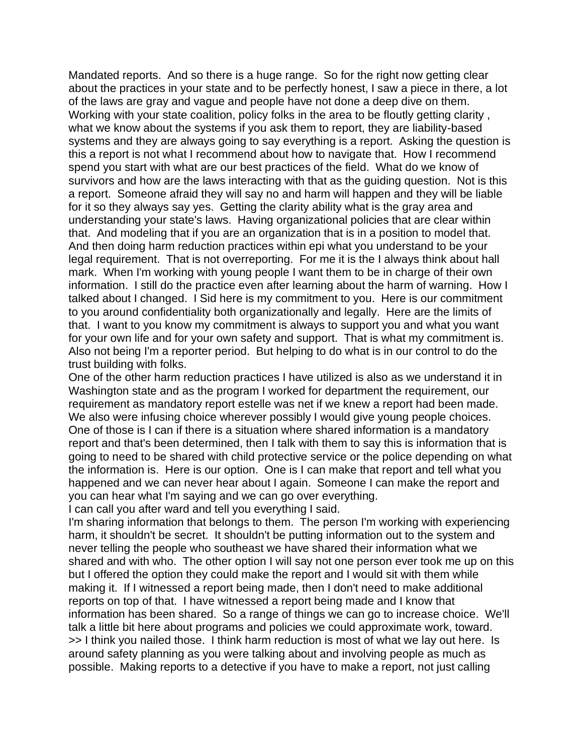Mandated reports. And so there is a huge range. So for the right now getting clear about the practices in your state and to be perfectly honest, I saw a piece in there, a lot of the laws are gray and vague and people have not done a deep dive on them. Working with your state coalition, policy folks in the area to be floutly getting clarity , what we know about the systems if you ask them to report, they are liability-based systems and they are always going to say everything is a report. Asking the question is this a report is not what I recommend about how to navigate that. How I recommend spend you start with what are our best practices of the field. What do we know of survivors and how are the laws interacting with that as the guiding question. Not is this a report. Someone afraid they will say no and harm will happen and they will be liable for it so they always say yes. Getting the clarity ability what is the gray area and understanding your state's laws. Having organizational policies that are clear within that. And modeling that if you are an organization that is in a position to model that. And then doing harm reduction practices within epi what you understand to be your legal requirement. That is not overreporting. For me it is the I always think about hall mark. When I'm working with young people I want them to be in charge of their own information. I still do the practice even after learning about the harm of warning. How I talked about I changed. I Sid here is my commitment to you. Here is our commitment to you around confidentiality both organizationally and legally. Here are the limits of that. I want to you know my commitment is always to support you and what you want for your own life and for your own safety and support. That is what my commitment is. Also not being I'm a reporter period. But helping to do what is in our control to do the trust building with folks.

One of the other harm reduction practices I have utilized is also as we understand it in Washington state and as the program I worked for department the requirement, our requirement as mandatory report estelle was net if we knew a report had been made. We also were infusing choice wherever possibly I would give young people choices. One of those is I can if there is a situation where shared information is a mandatory report and that's been determined, then I talk with them to say this is information that is going to need to be shared with child protective service or the police depending on what the information is. Here is our option. One is I can make that report and tell what you happened and we can never hear about I again. Someone I can make the report and you can hear what I'm saying and we can go over everything.

I can call you after ward and tell you everything I said.

I'm sharing information that belongs to them. The person I'm working with experiencing harm, it shouldn't be secret. It shouldn't be putting information out to the system and never telling the people who southeast we have shared their information what we shared and with who. The other option I will say not one person ever took me up on this but I offered the option they could make the report and I would sit with them while making it. If I witnessed a report being made, then I don't need to make additional reports on top of that. I have witnessed a report being made and I know that information has been shared. So a range of things we can go to increase choice. We'll talk a little bit here about programs and policies we could approximate work, toward.

>> I think you nailed those. I think harm reduction is most of what we lay out here. Is around safety planning as you were talking about and involving people as much as possible. Making reports to a detective if you have to make a report, not just calling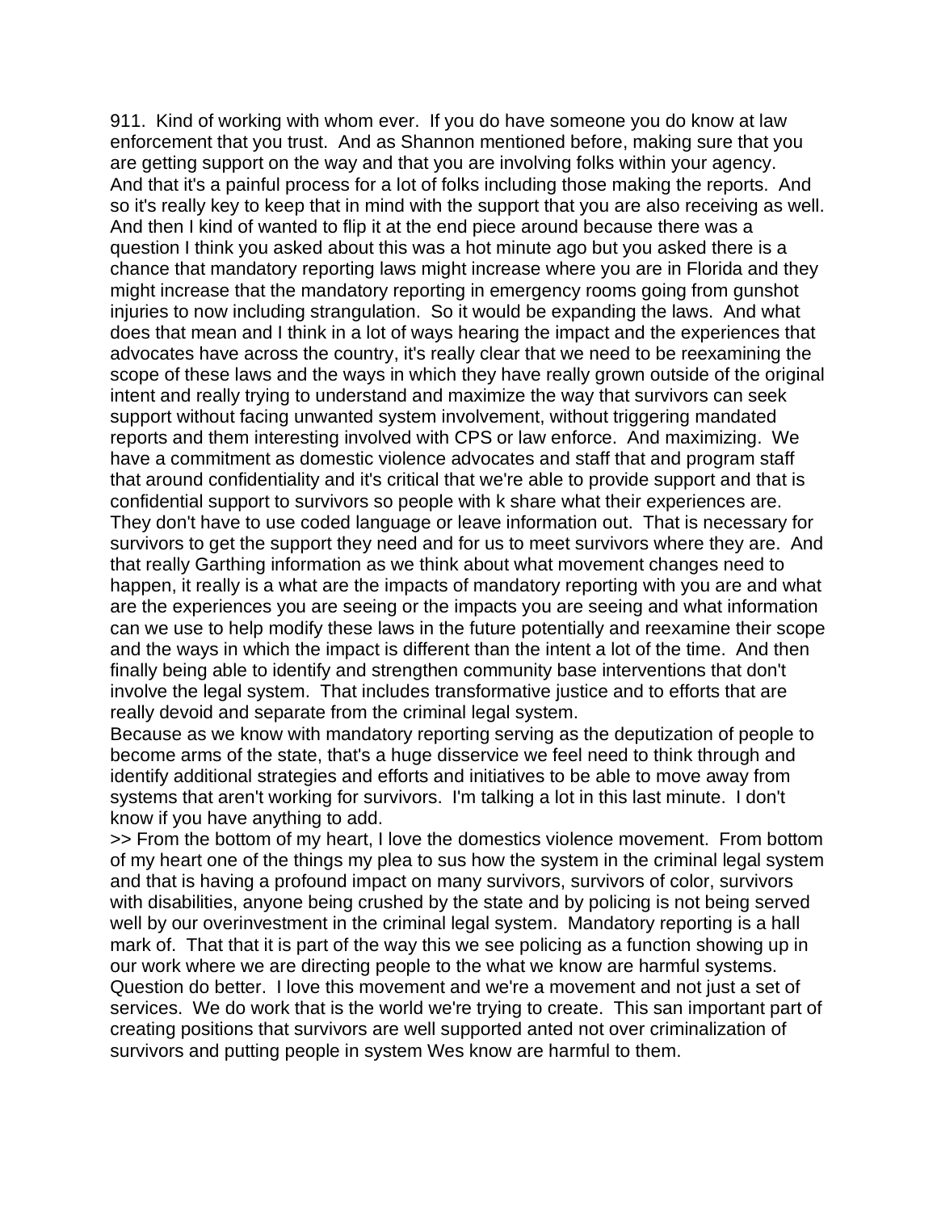911. Kind of working with whom ever. If you do have someone you do know at law enforcement that you trust. And as Shannon mentioned before, making sure that you are getting support on the way and that you are involving folks within your agency. And that it's a painful process for a lot of folks including those making the reports. And so it's really key to keep that in mind with the support that you are also receiving as well. And then I kind of wanted to flip it at the end piece around because there was a question I think you asked about this was a hot minute ago but you asked there is a chance that mandatory reporting laws might increase where you are in Florida and they might increase that the mandatory reporting in emergency rooms going from gunshot injuries to now including strangulation. So it would be expanding the laws. And what does that mean and I think in a lot of ways hearing the impact and the experiences that advocates have across the country, it's really clear that we need to be reexamining the scope of these laws and the ways in which they have really grown outside of the original intent and really trying to understand and maximize the way that survivors can seek support without facing unwanted system involvement, without triggering mandated reports and them interesting involved with CPS or law enforce. And maximizing. We have a commitment as domestic violence advocates and staff that and program staff that around confidentiality and it's critical that we're able to provide support and that is confidential support to survivors so people with k share what their experiences are. They don't have to use coded language or leave information out. That is necessary for survivors to get the support they need and for us to meet survivors where they are. And that really Garthing information as we think about what movement changes need to happen, it really is a what are the impacts of mandatory reporting with you are and what are the experiences you are seeing or the impacts you are seeing and what information can we use to help modify these laws in the future potentially and reexamine their scope and the ways in which the impact is different than the intent a lot of the time. And then finally being able to identify and strengthen community base interventions that don't involve the legal system. That includes transformative justice and to efforts that are really devoid and separate from the criminal legal system.

Because as we know with mandatory reporting serving as the deputization of people to become arms of the state, that's a huge disservice we feel need to think through and identify additional strategies and efforts and initiatives to be able to move away from systems that aren't working for survivors. I'm talking a lot in this last minute. I don't know if you have anything to add.

>> From the bottom of my heart, I love the domestics violence movement. From bottom of my heart one of the things my plea to sus how the system in the criminal legal system and that is having a profound impact on many survivors, survivors of color, survivors with disabilities, anyone being crushed by the state and by policing is not being served well by our overinvestment in the criminal legal system. Mandatory reporting is a hall mark of. That that it is part of the way this we see policing as a function showing up in our work where we are directing people to the what we know are harmful systems. Question do better. I love this movement and we're a movement and not just a set of services. We do work that is the world we're trying to create. This san important part of creating positions that survivors are well supported anted not over criminalization of survivors and putting people in system Wes know are harmful to them.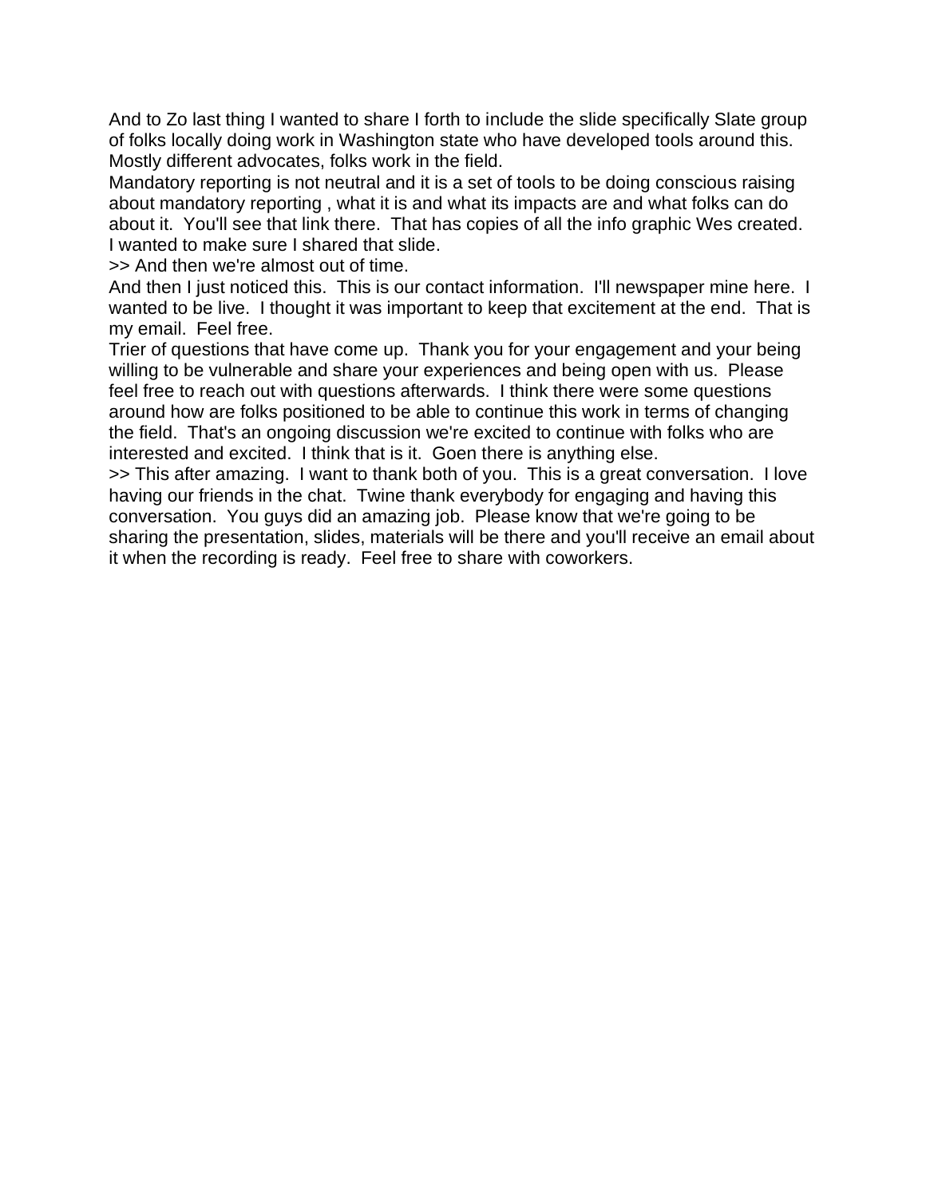And to Zo last thing I wanted to share I forth to include the slide specifically Slate group of folks locally doing work in Washington state who have developed tools around this. Mostly different advocates, folks work in the field.

Mandatory reporting is not neutral and it is a set of tools to be doing conscious raising about mandatory reporting , what it is and what its impacts are and what folks can do about it. You'll see that link there. That has copies of all the info graphic Wes created. I wanted to make sure I shared that slide.

>> And then we're almost out of time.

And then I just noticed this. This is our contact information. I'll newspaper mine here. I wanted to be live. I thought it was important to keep that excitement at the end. That is my email. Feel free.

Trier of questions that have come up. Thank you for your engagement and your being willing to be vulnerable and share your experiences and being open with us. Please feel free to reach out with questions afterwards. I think there were some questions around how are folks positioned to be able to continue this work in terms of changing the field. That's an ongoing discussion we're excited to continue with folks who are interested and excited. I think that is it. Goen there is anything else.

>> This after amazing. I want to thank both of you. This is a great conversation. I love having our friends in the chat. Twine thank everybody for engaging and having this conversation. You guys did an amazing job. Please know that we're going to be sharing the presentation, slides, materials will be there and you'll receive an email about it when the recording is ready. Feel free to share with coworkers.